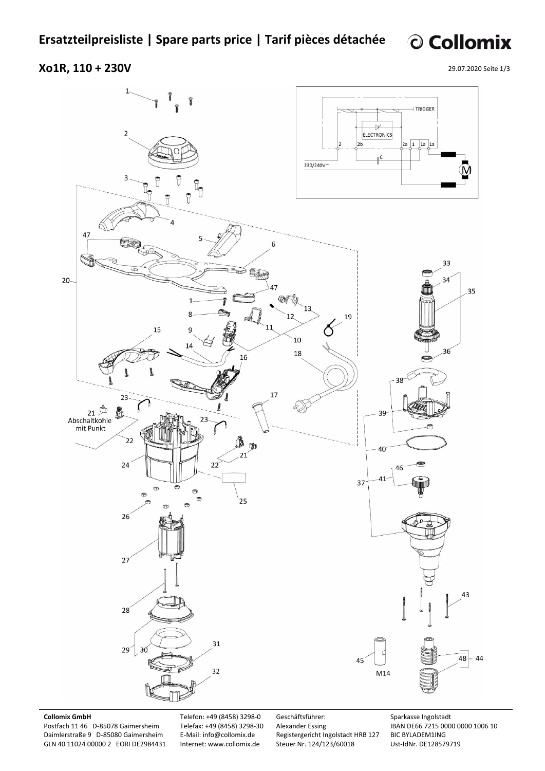# Ersatzteilpreisliste | Spare parts price | Tarif pièces détachée

## Xo1R, 110 + 230V

29.07.2020 Seite 1/3

TRIGGER

ELECTRONICS

2 2b 2a 1 1a 1a

C

230/240V~

M

1 2 3 4 5 6 8 9 10 11 12 13 14 15 16 17 18 19 20 21 22 23 24 25 26 27 28 29 30 31 32 33 34 35 36 37 38 39 40 41 43 44 45 46 47 48

21 Abschaltkohle mit Punkt

M14

**Collomix GmbH**
Postfach 11 46 D-85078 Gaimersheim
Daimlerstraße 9 D-85080 Gaimersheim
GLN 40 11024 00000 2 EORI DE2984431

Telefon: +49 (8458) 3298-0
Telefax: +49 (8458) 3298-30
E-Mail: info@collomix.de
Internet: www.collomix.de

Geschäftsführer:
Alexander Essing
Registergericht Ingolstadt HRB 127
Steuer Nr. 124/123/60018

Sparkasse Ingolstadt
IBAN DE66 7215 0000 0000 1006 10
BIC BYLADEM1ING
Ust-IdNr. DE128579719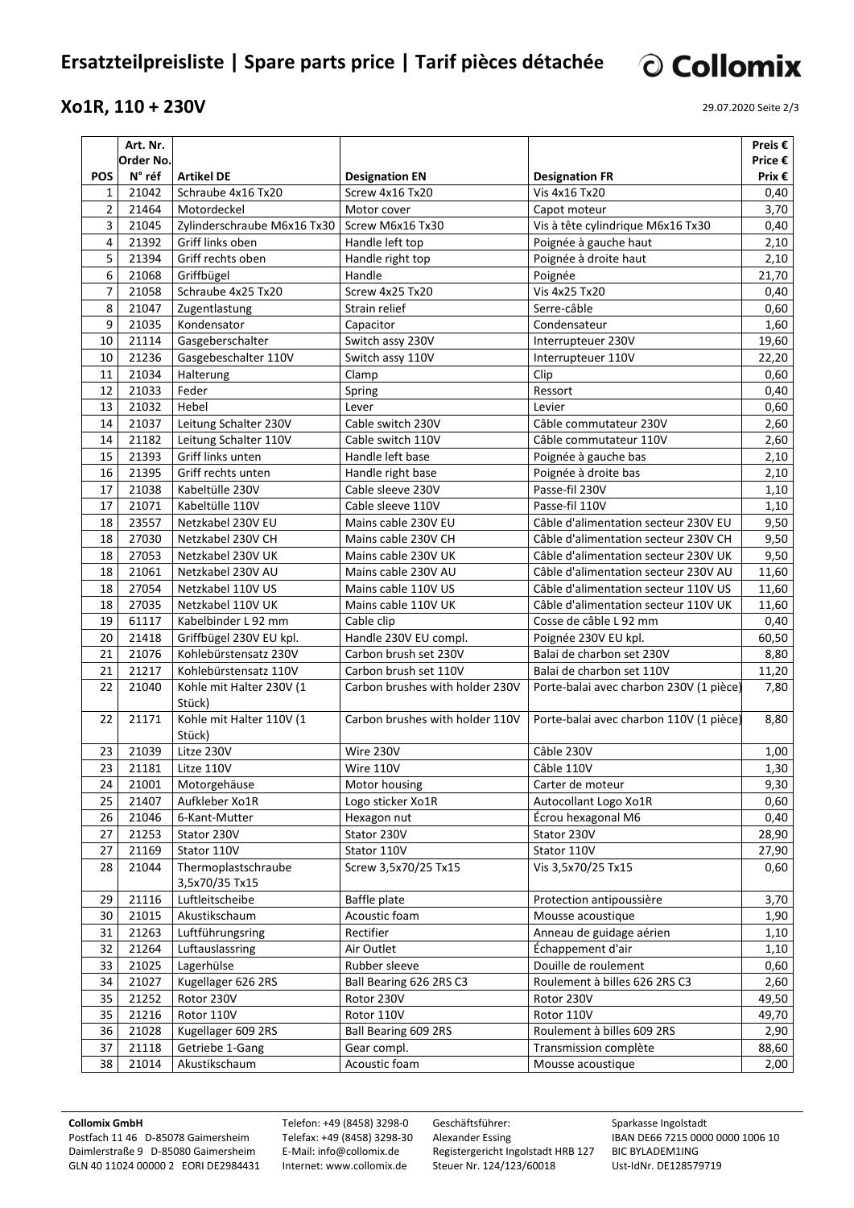# Ersatzteilpreisliste | Spare parts price | Tarif pièces détachée

Collomix

## Xo1R, 110 + 230V

29.07.2020 Seite 2/3

| POS | Art. Nr. Order No. N° réf | Artikel DE | Designation EN | Designation FR | Preis € Price € Prix € |
|---|---|---|---|---|---|
| 1 | 21042 | Schraube 4x16 Tx20 | Screw 4x16 Tx20 | Vis 4x16 Tx20 | 0,40 |
| 2 | 21464 | Motordeckel | Motor cover | Capot moteur | 3,70 |
| 3 | 21045 | Zylinderschraube M6x16 Tx30 | Screw M6x16 Tx30 | Vis à tête cylindrique M6x16 Tx30 | 0,40 |
| 4 | 21392 | Griff links oben | Handle left top | Poignée à gauche haut | 2,10 |
| 5 | 21394 | Griff rechts oben | Handle right top | Poignée à droite haut | 2,10 |
| 6 | 21068 | Griffbügel | Handle | Poignée | 21,70 |
| 7 | 21058 | Schraube 4x25 Tx20 | Screw 4x25 Tx20 | Vis 4x25 Tx20 | 0,40 |
| 8 | 21047 | Zugentlastung | Strain relief | Serre-câble | 0,60 |
| 9 | 21035 | Kondensator | Capacitor | Condensateur | 1,60 |
| 10 | 21114 | Gasgeberschalter | Switch assy 230V | Interrupteuer 230V | 19,60 |
| 10 | 21236 | Gasgebeschalter 110V | Switch assy 110V | Interrupteuer 110V | 22,20 |
| 11 | 21034 | Halterung | Clamp | Clip | 0,60 |
| 12 | 21033 | Feder | Spring | Ressort | 0,40 |
| 13 | 21032 | Hebel | Lever | Levier | 0,60 |
| 14 | 21037 | Leitung Schalter 230V | Cable switch 230V | Câble commutateur 230V | 2,60 |
| 14 | 21182 | Leitung Schalter 110V | Cable switch 110V | Câble commutateur 110V | 2,60 |
| 15 | 21393 | Griff links unten | Handle left base | Poignée à gauche bas | 2,10 |
| 16 | 21395 | Griff rechts unten | Handle right base | Poignée à droite bas | 2,10 |
| 17 | 21038 | Kabeltülle 230V | Cable sleeve 230V | Passe-fil 230V | 1,10 |
| 17 | 21071 | Kabeltülle 110V | Cable sleeve 110V | Passe-fil 110V | 1,10 |
| 18 | 23557 | Netzkabel 230V EU | Mains cable 230V EU | Câble d'alimentation secteur 230V EU | 9,50 |
| 18 | 27030 | Netzkabel 230V CH | Mains cable 230V CH | Câble d'alimentation secteur 230V CH | 9,50 |
| 18 | 27053 | Netzkabel 230V UK | Mains cable 230V UK | Câble d'alimentation secteur 230V UK | 9,50 |
| 18 | 21061 | Netzkabel 230V AU | Mains cable 230V AU | Câble d'alimentation secteur 230V AU | 11,60 |
| 18 | 27054 | Netzkabel 110V US | Mains cable 110V US | Câble d'alimentation secteur 110V US | 11,60 |
| 18 | 27035 | Netzkabel 110V UK | Mains cable 110V UK | Câble d'alimentation secteur 110V UK | 11,60 |
| 19 | 61117 | Kabelbinder L 92 mm | Cable clip | Cosse de câble L 92 mm | 0,40 |
| 20 | 21418 | Griffbügel 230V EU kpl. | Handle 230V EU compl. | Poignée 230V EU kpl. | 60,50 |
| 21 | 21076 | Kohlebürstensatz 230V | Carbon brush set 230V | Balai de charbon set 230V | 8,80 |
| 21 | 21217 | Kohlebürstensatz 110V | Carbon brush set 110V | Balai de charbon set 110V | 11,20 |
| 22 | 21040 | Kohle mit Halter 230V (1 Stück) | Carbon brushes with holder 230V | Porte-balai avec charbon 230V (1 pièce) | 7,80 |
| 22 | 21171 | Kohle mit Halter 110V (1 Stück) | Carbon brushes with holder 110V | Porte-balai avec charbon 110V (1 pièce) | 8,80 |
| 23 | 21039 | Litze 230V | Wire 230V | Câble 230V | 1,00 |
| 23 | 21181 | Litze 110V | Wire 110V | Câble 110V | 1,30 |
| 24 | 21001 | Motorgehäuse | Motor housing | Carter de moteur | 9,30 |
| 25 | 21407 | Aufkleber Xo1R | Logo sticker Xo1R | Autocollant Logo Xo1R | 0,60 |
| 26 | 21046 | 6-Kant-Mutter | Hexagon nut | Écrou hexagonal M6 | 0,40 |
| 27 | 21253 | Stator 230V | Stator 230V | Stator 230V | 28,90 |
| 27 | 21169 | Stator 110V | Stator 110V | Stator 110V | 27,90 |
| 28 | 21044 | Thermoplastschraube 3,5x70/35 Tx15 | Screw 3,5x70/25 Tx15 | Vis 3,5x70/25 Tx15 | 0,60 |
| 29 | 21116 | Luftleitscheibe | Baffle plate | Protection antipoussière | 3,70 |
| 30 | 21015 | Akustikschaum | Acoustic foam | Mousse acoustique | 1,90 |
| 31 | 21263 | Luftführungsring | Rectifier | Anneau de guidage aérien | 1,10 |
| 32 | 21264 | Luftauslassring | Air Outlet | Échappement d'air | 1,10 |
| 33 | 21025 | Lagerhülse | Rubber sleeve | Douille de roulement | 0,60 |
| 34 | 21027 | Kugellager 626 2RS | Ball Bearing 626 2RS C3 | Roulement à billes 626 2RS C3 | 2,60 |
| 35 | 21252 | Rotor 230V | Rotor 230V | Rotor 230V | 49,50 |
| 35 | 21216 | Rotor 110V | Rotor 110V | Rotor 110V | 49,70 |
| 36 | 21028 | Kugellager 609 2RS | Ball Bearing 609 2RS | Roulement à billes 609 2RS | 2,90 |
| 37 | 21118 | Getriebe 1-Gang | Gear compl. | Transmission complète | 88,60 |
| 38 | 21014 | Akustikschaum | Acoustic foam | Mousse acoustique | 2,00 |

**Collomix GmbH**
Postfach 11 46 D-85078 Gaimersheim
Daimlerstraße 9 D-85080 Gaimersheim
GLN 40 11024 00000 2 EORI DE2984431

Telefon: +49 (8458) 3298-0
Telefax: +49 (8458) 3298-30
E-Mail: info@collomix.de
Internet: www.collomix.de

Geschäftsführer:
Alexander Essing
Registergericht Ingolstadt HRB 127
Steuer Nr. 124/123/60018

Sparkasse Ingolstadt
IBAN DE66 7215 0000 0000 1006 10
BIC BYLADEM1ING
Ust-IdNr. DE128579719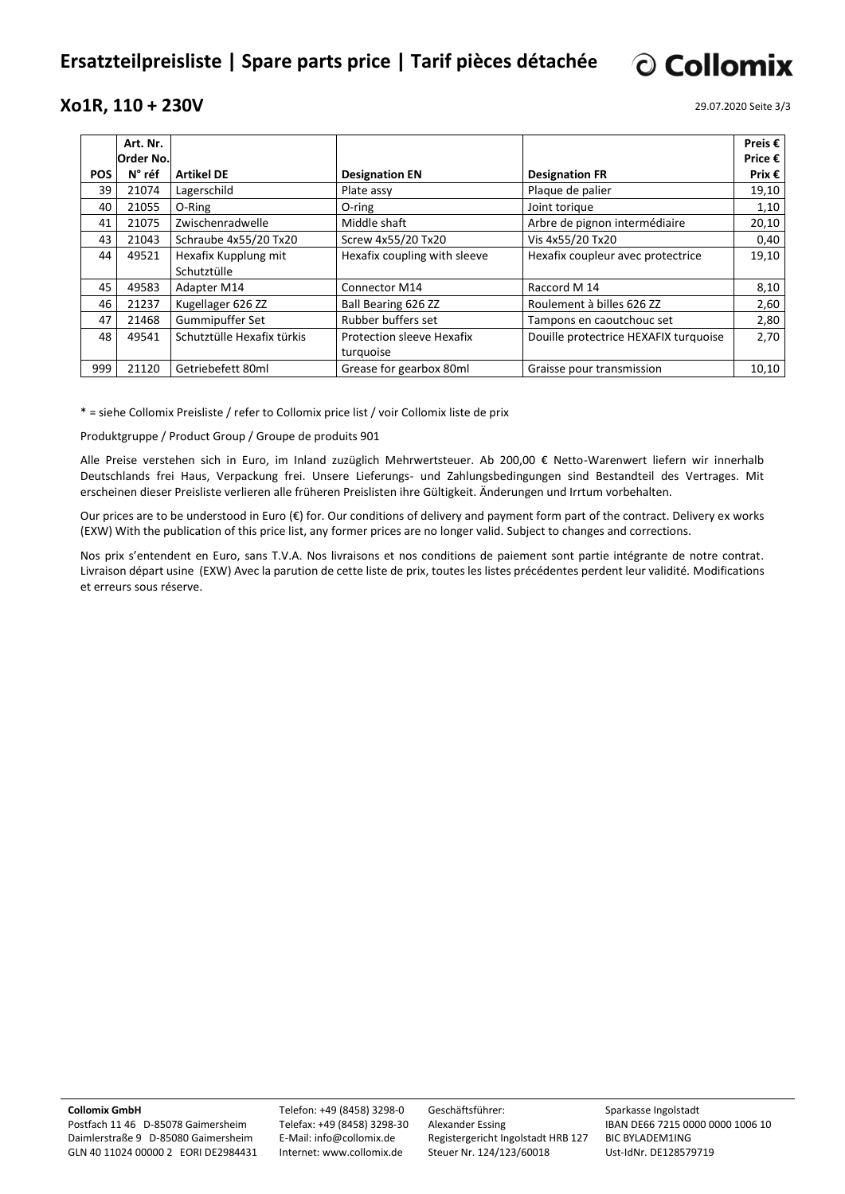# Ersatzteilpreisliste | Spare parts price | Tarif pièces détachée

## Xo1R, 110 + 230V

29.07.2020

| POS | Art. Nr. Order No. N° réf | Artikel DE | Designation EN | Designation FR | Preis € Price € Prix € |
|---|---|---|---|---|---|
| 39 | 21074 | Lagerschild | Plate assy | Plaque de palier | 19,10 |
| 40 | 21055 | O-Ring | O-ring | Joint torique | 1,10 |
| 41 | 21075 | Zwischenradwelle | Middle shaft | Arbre de pignon intermédiaire | 20,10 |
| 43 | 21043 | Schraube 4x55/20 Tx20 | Screw 4x55/20 Tx20 | Vis 4x55/20 Tx20 | 0,40 |
| 44 | 49521 | Hexafix Kupplung mit Schutztülle | Hexafix coupling with sleeve | Hexafix coupleur avec protectrice | 19,10 |
| 45 | 49583 | Adapter M14 | Connector M14 | Raccord M 14 | 8,10 |
| 46 | 21237 | Kugellager 626 ZZ | Ball Bearing 626 ZZ | Roulement à billes 626 ZZ | 2,60 |
| 47 | 21468 | Gummipuffer Set | Rubber buffers set | Tampons en caoutchouc set | 2,80 |
| 48 | 49541 | Schutztülle Hexafix türkis | Protection sleeve Hexafix turquoise | Douille protectrice HEXAFIX turquoise | 2,70 |
| 999 | 21120 | Getriebefett 80ml | Grease for gearbox 80ml | Graisse pour transmission | 10,10 |

* = siehe Collomix Preisliste / refer to Collomix price list / voir Collomix liste de prix

Produktgruppe / Product Group / Groupe de produits 901

Alle Preise verstehen sich in Euro, im Inland zuzüglich Mehrwertsteuer. Ab 200,00 € Netto-Warenwert liefern wir innerhalb Deutschlands frei Haus, Verpackung frei. Unsere Lieferungs- und Zahlungsbedingungen sind Bestandteil des Vertrages. Mit erscheinen dieser Preisliste verlieren alle früheren Preislisten ihre Gültigkeit. Änderungen und Irrtum vorbehalten.

Our prices are to be understood in Euro (€) for. Our conditions of delivery and payment form part of the contract. Delivery ex works (EXW) With the publication of this price list, any former prices are no longer valid. Subject to changes and corrections.

Nos prix s'entendent en Euro, sans T.V.A. Nos livraisons et nos conditions de paiement sont partie intégrante de notre contrat. Livraison départ usine (EXW) Avec la parution de cette liste de prix, toutes les listes précédentes perdent leur validité. Modifications et erreurs sous réserve.

**Collomix GmbH**
Postfach 11 46 D-85078 Gaimersheim
Daimlerstraße 9 D-85080 Gaimersheim
GLN 40 11024 00000 2 EORI DE2984431

Telefon: +49 (8458) 3298-0
Telefax: +49 (8458) 3298-30
E-Mail: info@collomix.de
Internet: www.collomix.de

Geschäftsführer:
Alexander Essing
Registergericht Ingolstadt HRB 127
Steuer Nr. 124/123/60018

Sparkasse Ingolstadt
IBAN DE66 7215 0000 0000 1006 10
BIC BYLADEM1ING
Ust-IdNr. DE128579719